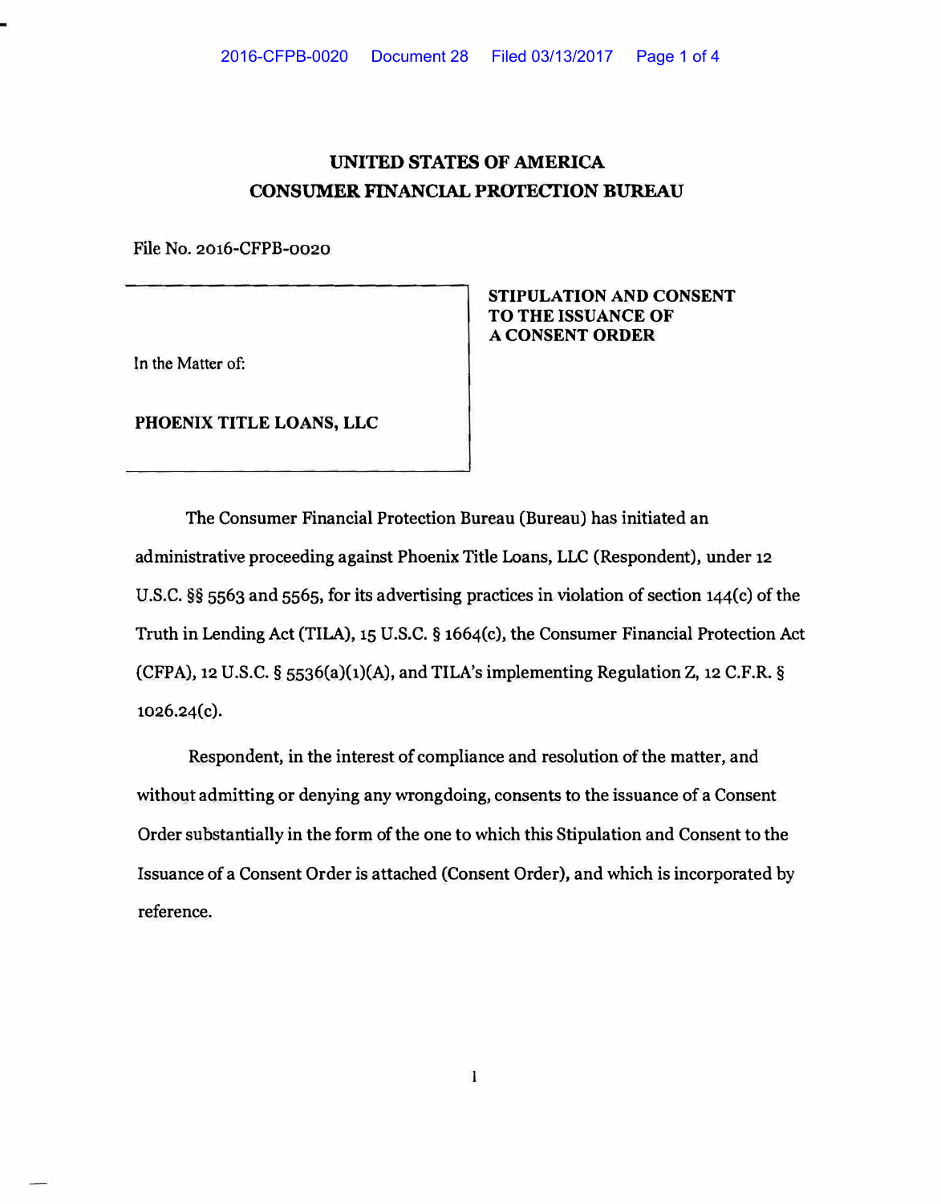# UNITED STATES OF AMERICA
# CONSUMER FINANCIAL PROTECTION BUREAU

File No. 2016-CFPB-0020

In the Matter of:

**PHOENIX TITLE LOANS, LLC**

**STIPULATION AND CONSENT TO THE ISSUANCE OF A CONSENT ORDER**

The Consumer Financial Protection Bureau (Bureau) has initiated an administrative proceeding against Phoenix Title Loans, LLC (Respondent), under 12 U.S.C. §§ 5563 and 5565, for its advertising practices in violation of section 144(c) of the Truth in Lending Act (TILA), 15 U.S.C. § 1664(c), the Consumer Financial Protection Act (CFPA), 12 U.S.C. § 5536(a)(1)(A), and TILA's implementing Regulation Z, 12 C.F.R. § 1026.24(c).

Respondent, in the interest of compliance and resolution of the matter, and without admitting or denying any wrongdoing, consents to the issuance of a Consent Order substantially in the form of the one to which this Stipulation and Consent to the Issuance of a Consent Order is attached (Consent Order), and which is incorporated by reference.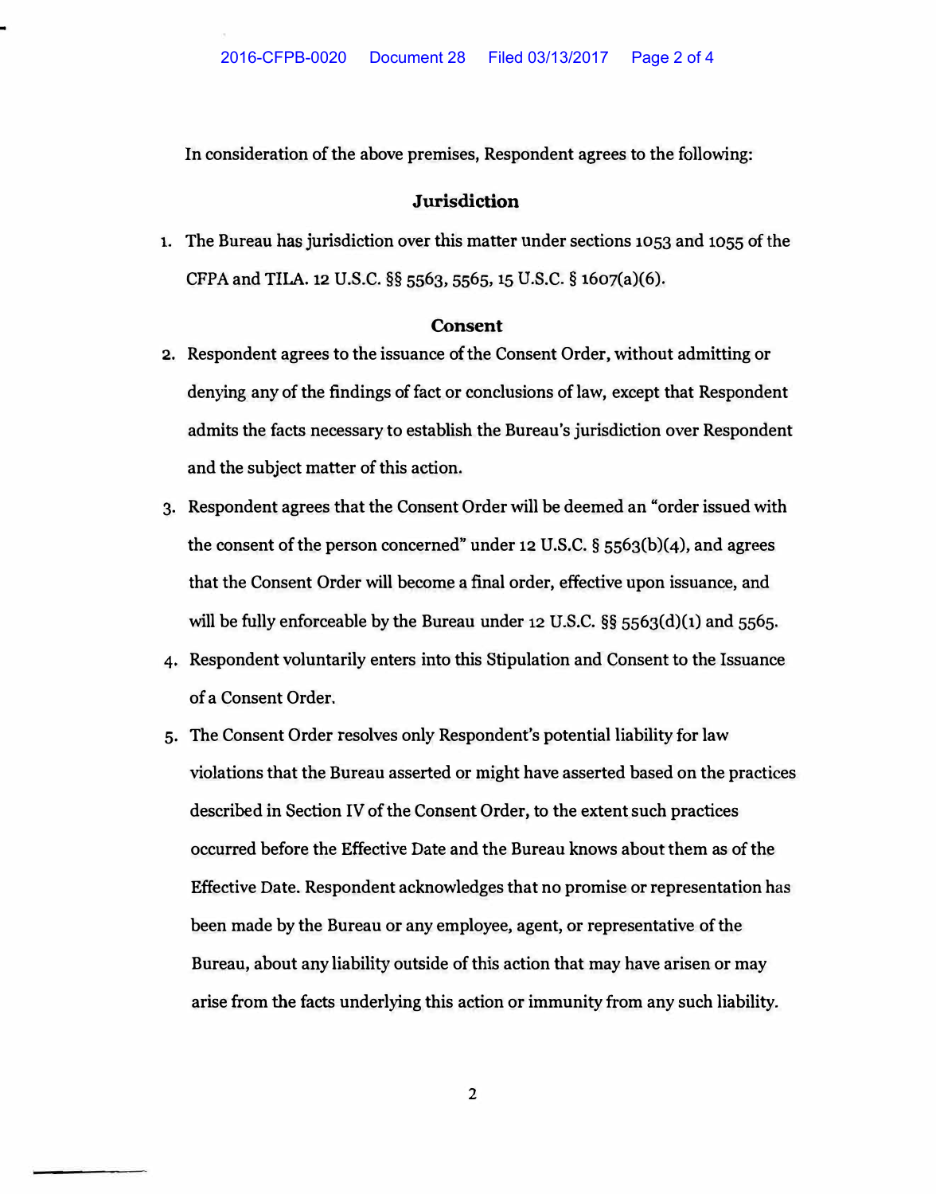In consideration of the above premises, Respondent agrees to the following:

## Jurisdiction

1. The Bureau has jurisdiction over this matter under sections 1053 and 1055 of the CFPA and TILA. 12 U.S.C. §§ 5563, 5565, 15 U.S.C. § 1607(a)(6).

## Consent

2. Respondent agrees to the issuance of the Consent Order, without admitting or denying any of the findings of fact or conclusions of law, except that Respondent admits the facts necessary to establish the Bureau's jurisdiction over Respondent and the subject matter of this action.
3. Respondent agrees that the Consent Order will be deemed an "order issued with the consent of the person concerned" under 12 U.S.C. § 5563(b)(4), and agrees that the Consent Order will become a final order, effective upon issuance, and will be fully enforceable by the Bureau under 12 U.S.C. §§ 5563(d)(1) and 5565.
4. Respondent voluntarily enters into this Stipulation and Consent to the Issuance of a Consent Order.
5. The Consent Order resolves only Respondent's potential liability for law violations that the Bureau asserted or might have asserted based on the practices described in Section IV of the Consent Order, to the extent such practices occurred before the Effective Date and the Bureau knows about them as of the Effective Date. Respondent acknowledges that no promise or representation has been made by the Bureau or any employee, agent, or representative of the Bureau, about any liability outside of this action that may have arisen or may arise from the facts underlying this action or immunity from any such liability.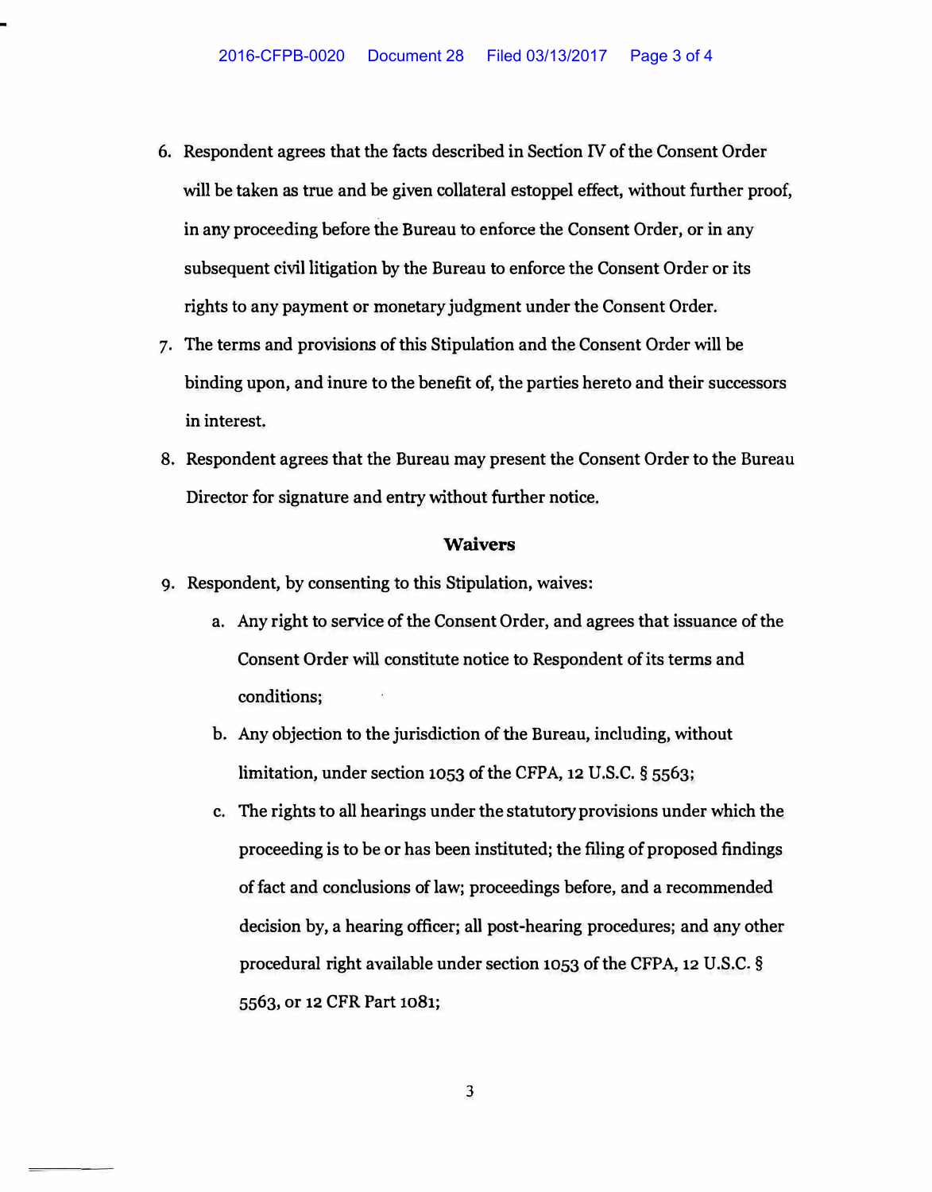6. Respondent agrees that the facts described in Section IV of the Consent Order will be taken as true and be given collateral estoppel effect, without further proof, in any proceeding before the Bureau to enforce the Consent Order, or in any subsequent civil litigation by the Bureau to enforce the Consent Order or its rights to any payment or monetary judgment under the Consent Order.
7. The terms and provisions of this Stipulation and the Consent Order will be binding upon, and inure to the benefit of, the parties hereto and their successors in interest.
8. Respondent agrees that the Bureau may present the Consent Order to the Bureau Director for signature and entry without further notice.

### Waivers

9. Respondent, by consenting to this Stipulation, waives:
   a. Any right to service of the Consent Order, and agrees that issuance of the Consent Order will constitute notice to Respondent of its terms and conditions;
   b. Any objection to the jurisdiction of the Bureau, including, without limitation, under section 1053 of the CFPA, 12 U.S.C. § 5563;
   c. The rights to all hearings under the statutory provisions under which the proceeding is to be or has been instituted; the filing of proposed findings of fact and conclusions of law; proceedings before, and a recommended decision by, a hearing officer; all post-hearing procedures; and any other procedural right available under section 1053 of the CFPA, 12 U.S.C. § 5563, or 12 CFR Part 1081;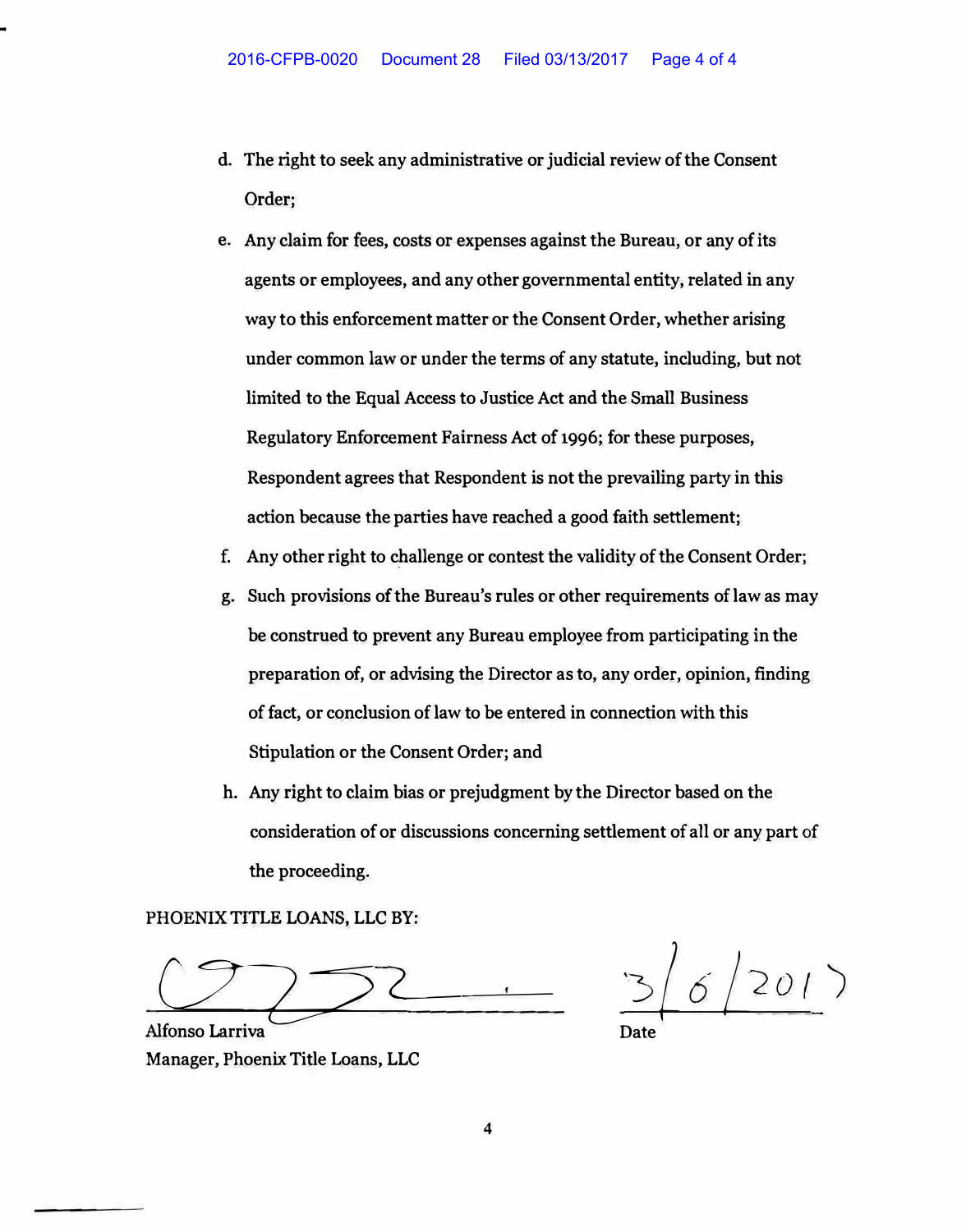d. The right to seek any administrative or judicial review of the Consent Order;

e. Any claim for fees, costs or expenses against the Bureau, or any of its agents or employees, and any other governmental entity, related in any way to this enforcement matter or the Consent Order, whether arising under common law or under the terms of any statute, including, but not limited to the Equal Access to Justice Act and the Small Business Regulatory Enforcement Fairness Act of 1996; for these purposes, Respondent agrees that Respondent is not the prevailing party in this action because the parties have reached a good faith settlement;

f. Any other right to challenge or contest the validity of the Consent Order;

g. Such provisions of the Bureau's rules or other requirements of law as may be construed to prevent any Bureau employee from participating in the preparation of, or advising the Director as to, any order, opinion, finding of fact, or conclusion of law to be entered in connection with this Stipulation or the Consent Order; and

h. Any right to claim bias or prejudgment by the Director based on the consideration of or discussions concerning settlement of all or any part of the proceeding.

PHOENIX TITLE LOANS, LLC BY:

Alfonso Larriva
Manager, Phoenix Title Loans, LLC

3/6/2017
Date